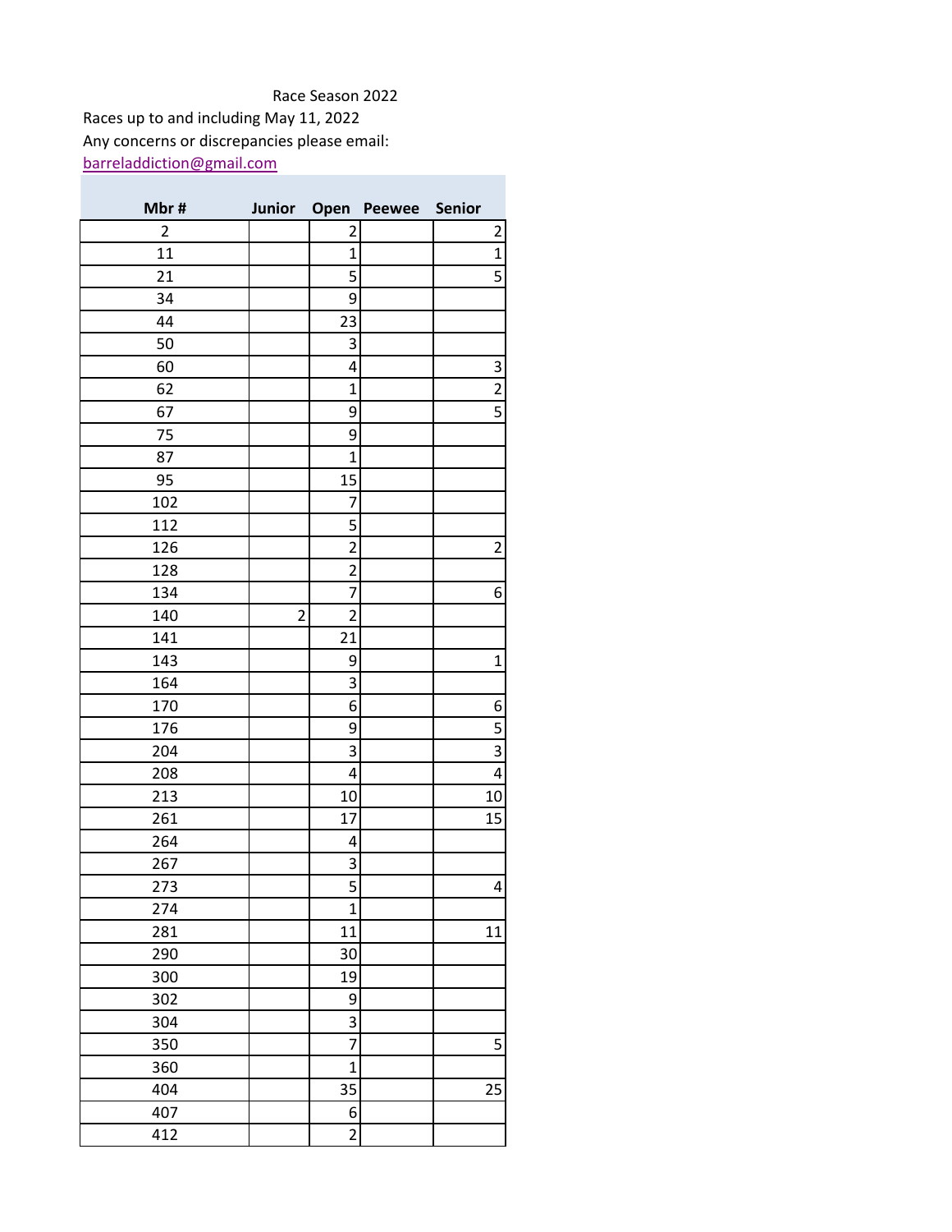Race Season 2022

Races up to and including May 11, 2022

Any concerns or discrepancies please email:

barreladdiction@gmail.com

| Mbr # | Junior | Open | Peewee | Senior |
|---|---|---|---|---|
| 2 | | 2 | | 2 |
| 11 | | 1 | | 1 |
| 21 | | 5 | | 5 |
| 34 | | 9 | | |
| 44 | | 23 | | |
| 50 | | 3 | | |
| 60 | | 4 | | 3 |
| 62 | | 1 | | 2 |
| 67 | | 9 | | 5 |
| 75 | | 9 | | |
| 87 | | 1 | | |
| 95 | | 15 | | |
| 102 | | 7 | | |
| 112 | | 5 | | |
| 126 | | 2 | | 2 |
| 128 | | 2 | | |
| 134 | | 7 | | 6 |
| 140 | 2 | 2 | | |
| 141 | | 21 | | |
| 143 | | 9 | | 1 |
| 164 | | 3 | | |
| 170 | | 6 | | 6 |
| 176 | | 9 | | 5 |
| 204 | | 3 | | 3 |
| 208 | | 4 | | 4 |
| 213 | | 10 | | 10 |
| 261 | | 17 | | 15 |
| 264 | | 4 | | |
| 267 | | 3 | | |
| 273 | | 5 | | 4 |
| 274 | | 1 | | |
| 281 | | 11 | | 11 |
| 290 | | 30 | | |
| 300 | | 19 | | |
| 302 | | 9 | | |
| 304 | | 3 | | |
| 350 | | 7 | | 5 |
| 360 | | 1 | | |
| 404 | | 35 | | 25 |
| 407 | | 6 | | |
| 412 | | 2 | | |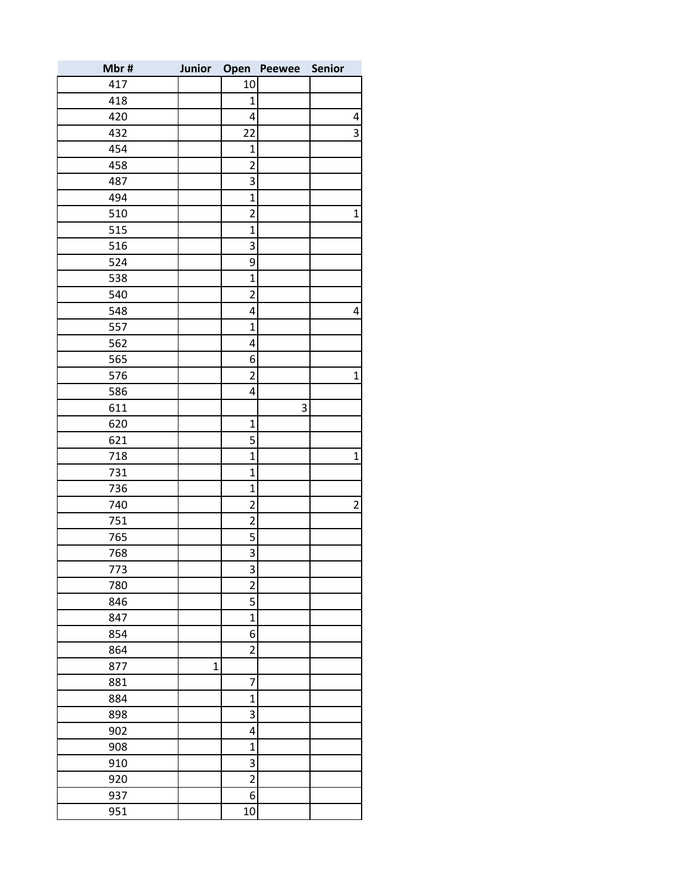| Mbr # | Junior | Open | Peewee | Senior |
|---|---|---|---|---|
| 417 | | 10 | | |
| 418 | | 1 | | |
| 420 | | 4 | | 4 |
| 432 | | 22 | | 3 |
| 454 | | 1 | | |
| 458 | | 2 | | |
| 487 | | 3 | | |
| 494 | | 1 | | |
| 510 | | 2 | | 1 |
| 515 | | 1 | | |
| 516 | | 3 | | |
| 524 | | 9 | | |
| 538 | | 1 | | |
| 540 | | 2 | | |
| 548 | | 4 | | 4 |
| 557 | | 1 | | |
| 562 | | 4 | | |
| 565 | | 6 | | |
| 576 | | 2 | | 1 |
| 586 | | 4 | | |
| 611 | | | 3 | |
| 620 | | 1 | | |
| 621 | | 5 | | |
| 718 | | 1 | | 1 |
| 731 | | 1 | | |
| 736 | | 1 | | |
| 740 | | 2 | | 2 |
| 751 | | 2 | | |
| 765 | | 5 | | |
| 768 | | 3 | | |
| 773 | | 3 | | |
| 780 | | 2 | | |
| 846 | | 5 | | |
| 847 | | 1 | | |
| 854 | | 6 | | |
| 864 | | 2 | | |
| 877 | 1 | | | |
| 881 | | 7 | | |
| 884 | | 1 | | |
| 898 | | 3 | | |
| 902 | | 4 | | |
| 908 | | 1 | | |
| 910 | | 3 | | |
| 920 | | 2 | | |
| 937 | | 6 | | |
| 951 | | 10 | | |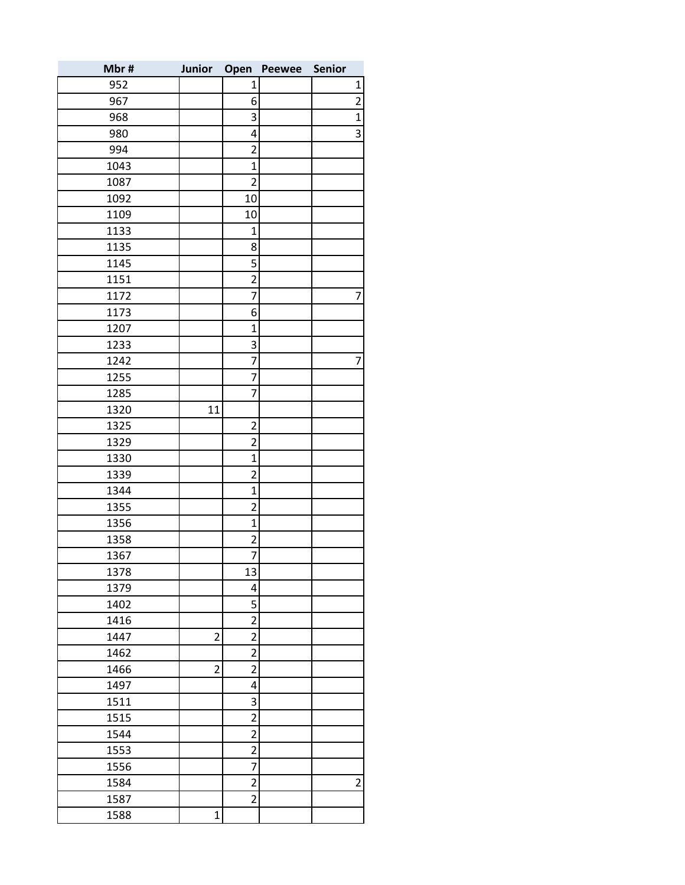| Mbr # | Junior | Open | Peewee | Senior |
|---|---|---|---|---|
| 952 | | 1 | | 1 |
| 967 | | 6 | | 2 |
| 968 | | 3 | | 1 |
| 980 | | 4 | | 3 |
| 994 | | 2 | | |
| 1043 | | 1 | | |
| 1087 | | 2 | | |
| 1092 | | 10 | | |
| 1109 | | 10 | | |
| 1133 | | 1 | | |
| 1135 | | 8 | | |
| 1145 | | 5 | | |
| 1151 | | 2 | | |
| 1172 | | 7 | | 7 |
| 1173 | | 6 | | |
| 1207 | | 1 | | |
| 1233 | | 3 | | |
| 1242 | | 7 | | 7 |
| 1255 | | 7 | | |
| 1285 | | 7 | | |
| 1320 | 11 | | | |
| 1325 | | 2 | | |
| 1329 | | 2 | | |
| 1330 | | 1 | | |
| 1339 | | 2 | | |
| 1344 | | 1 | | |
| 1355 | | 2 | | |
| 1356 | | 1 | | |
| 1358 | | 2 | | |
| 1367 | | 7 | | |
| 1378 | | 13 | | |
| 1379 | | 4 | | |
| 1402 | | 5 | | |
| 1416 | | 2 | | |
| 1447 | 2 | 2 | | |
| 1462 | | 2 | | |
| 1466 | 2 | 2 | | |
| 1497 | | 4 | | |
| 1511 | | 3 | | |
| 1515 | | 2 | | |
| 1544 | | 2 | | |
| 1553 | | 2 | | |
| 1556 | | 7 | | |
| 1584 | | 2 | | 2 |
| 1587 | | 2 | | |
| 1588 | 1 | | | |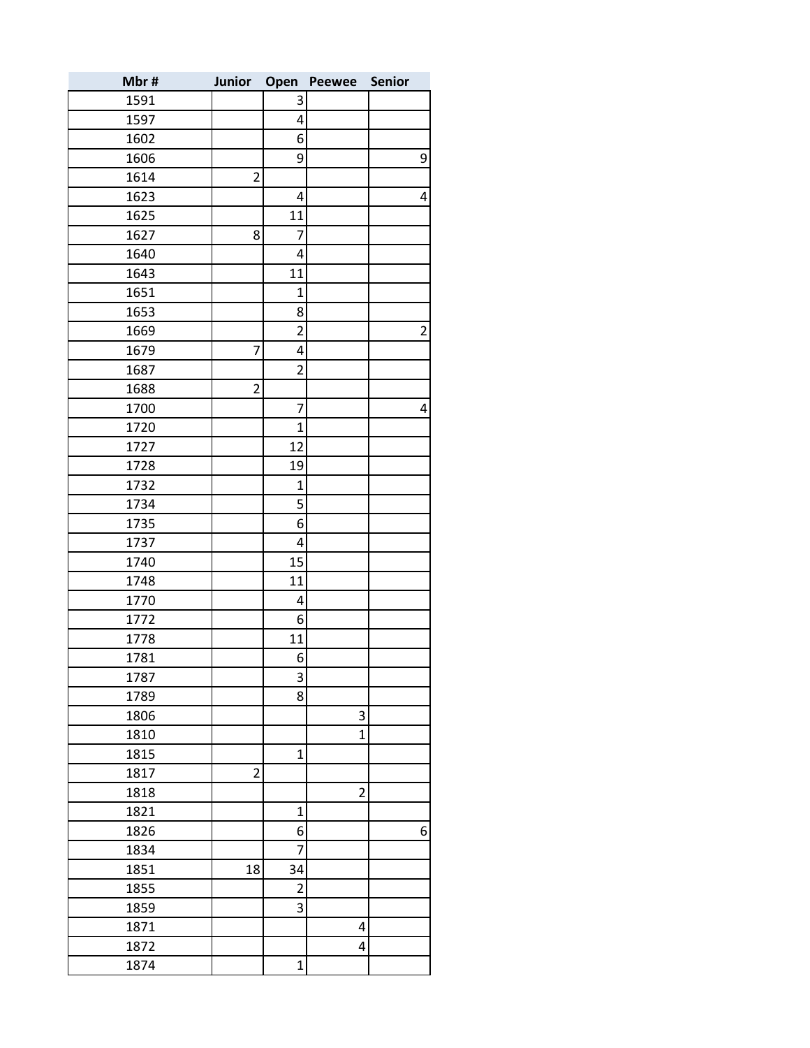| Mbr # | Junior | Open | Peewee | Senior |
|---|---|---|---|---|
| 1591 | | 3 | | |
| 1597 | | 4 | | |
| 1602 | | 6 | | |
| 1606 | | 9 | | 9 |
| 1614 | 2 | | | |
| 1623 | | 4 | | 4 |
| 1625 | | 11 | | |
| 1627 | 8 | 7 | | |
| 1640 | | 4 | | |
| 1643 | | 11 | | |
| 1651 | | 1 | | |
| 1653 | | 8 | | |
| 1669 | | 2 | | 2 |
| 1679 | 7 | 4 | | |
| 1687 | | 2 | | |
| 1688 | 2 | | | |
| 1700 | | 7 | | 4 |
| 1720 | | 1 | | |
| 1727 | | 12 | | |
| 1728 | | 19 | | |
| 1732 | | 1 | | |
| 1734 | | 5 | | |
| 1735 | | 6 | | |
| 1737 | | 4 | | |
| 1740 | | 15 | | |
| 1748 | | 11 | | |
| 1770 | | 4 | | |
| 1772 | | 6 | | |
| 1778 | | 11 | | |
| 1781 | | 6 | | |
| 1787 | | 3 | | |
| 1789 | | 8 | | |
| 1806 | | | 3 | |
| 1810 | | | 1 | |
| 1815 | | 1 | | |
| 1817 | 2 | | | |
| 1818 | | | 2 | |
| 1821 | | 1 | | |
| 1826 | | 6 | | 6 |
| 1834 | | 7 | | |
| 1851 | 18 | 34 | | |
| 1855 | | 2 | | |
| 1859 | | 3 | | |
| 1871 | | | 4 | |
| 1872 | | | 4 | |
| 1874 | | 1 | | |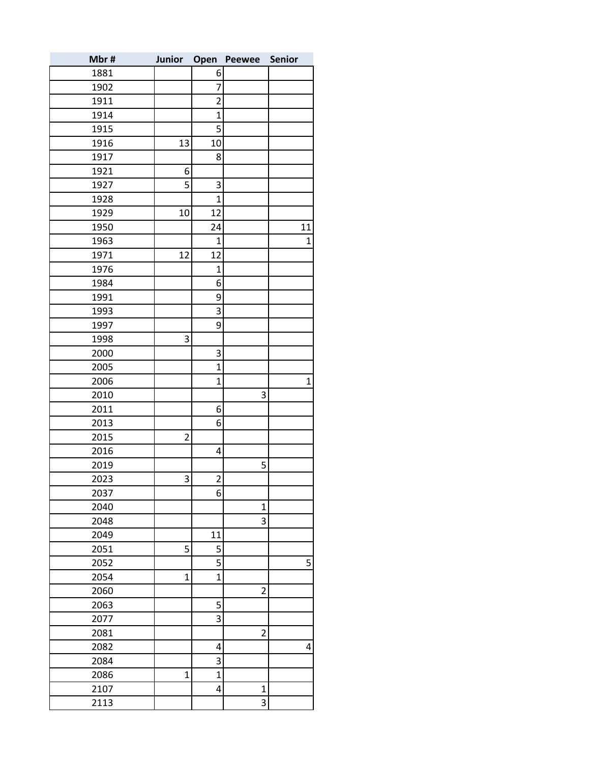| Mbr # | Junior | Open | Peewee | Senior |
|---|---|---|---|---|
| 1881 | | 6 | | |
| 1902 | | 7 | | |
| 1911 | | 2 | | |
| 1914 | | 1 | | |
| 1915 | | 5 | | |
| 1916 | 13 | 10 | | |
| 1917 | | 8 | | |
| 1921 | 6 | | | |
| 1927 | 5 | 3 | | |
| 1928 | | 1 | | |
| 1929 | 10 | 12 | | |
| 1950 | | 24 | | 11 |
| 1963 | | 1 | | 1 |
| 1971 | 12 | 12 | | |
| 1976 | | 1 | | |
| 1984 | | 6 | | |
| 1991 | | 9 | | |
| 1993 | | 3 | | |
| 1997 | | 9 | | |
| 1998 | 3 | | | |
| 2000 | | 3 | | |
| 2005 | | 1 | | |
| 2006 | | 1 | | 1 |
| 2010 | | | 3 | |
| 2011 | | 6 | | |
| 2013 | | 6 | | |
| 2015 | 2 | | | |
| 2016 | | 4 | | |
| 2019 | | | 5 | |
| 2023 | 3 | 2 | | |
| 2037 | | 6 | | |
| 2040 | | | 1 | |
| 2048 | | | 3 | |
| 2049 | | 11 | | |
| 2051 | 5 | 5 | | |
| 2052 | | 5 | | 5 |
| 2054 | 1 | 1 | | |
| 2060 | | | 2 | |
| 2063 | | 5 | | |
| 2077 | | 3 | | |
| 2081 | | | 2 | |
| 2082 | | 4 | | 4 |
| 2084 | | 3 | | |
| 2086 | 1 | 1 | | |
| 2107 | | 4 | 1 | |
| 2113 | | | 3 | |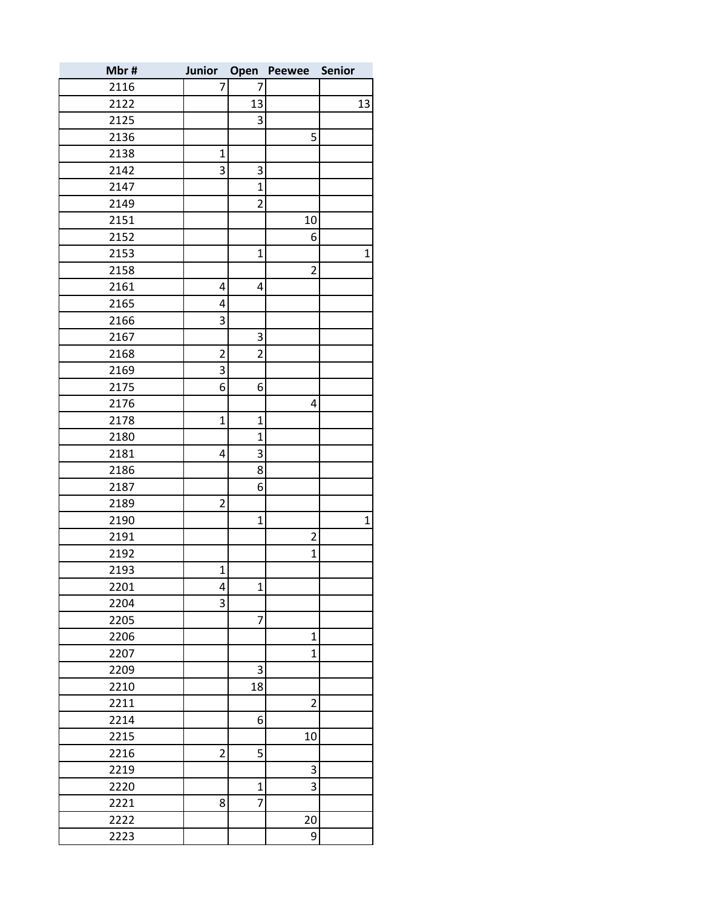| Mbr # | Junior | Open | Peewee | Senior |
|---|---|---|---|---|
| 2116 | 7 | 7 | | |
| 2122 | | 13 | | 13 |
| 2125 | | 3 | | |
| 2136 | | | 5 | |
| 2138 | 1 | | | |
| 2142 | 3 | 3 | | |
| 2147 | | 1 | | |
| 2149 | | 2 | | |
| 2151 | | | 10 | |
| 2152 | | | 6 | |
| 2153 | | 1 | | 1 |
| 2158 | | | 2 | |
| 2161 | 4 | 4 | | |
| 2165 | 4 | | | |
| 2166 | 3 | | | |
| 2167 | | 3 | | |
| 2168 | 2 | 2 | | |
| 2169 | 3 | | | |
| 2175 | 6 | 6 | | |
| 2176 | | | 4 | |
| 2178 | 1 | 1 | | |
| 2180 | | 1 | | |
| 2181 | 4 | 3 | | |
| 2186 | | 8 | | |
| 2187 | | 6 | | |
| 2189 | 2 | | | |
| 2190 | | 1 | | 1 |
| 2191 | | | 2 | |
| 2192 | | | 1 | |
| 2193 | 1 | | | |
| 2201 | 4 | 1 | | |
| 2204 | 3 | | | |
| 2205 | | 7 | | |
| 2206 | | | 1 | |
| 2207 | | | 1 | |
| 2209 | | 3 | | |
| 2210 | | 18 | | |
| 2211 | | | 2 | |
| 2214 | | 6 | | |
| 2215 | | | 10 | |
| 2216 | 2 | 5 | | |
| 2219 | | | 3 | |
| 2220 | | 1 | 3 | |
| 2221 | 8 | 7 | | |
| 2222 | | | 20 | |
| 2223 | | | 9 | |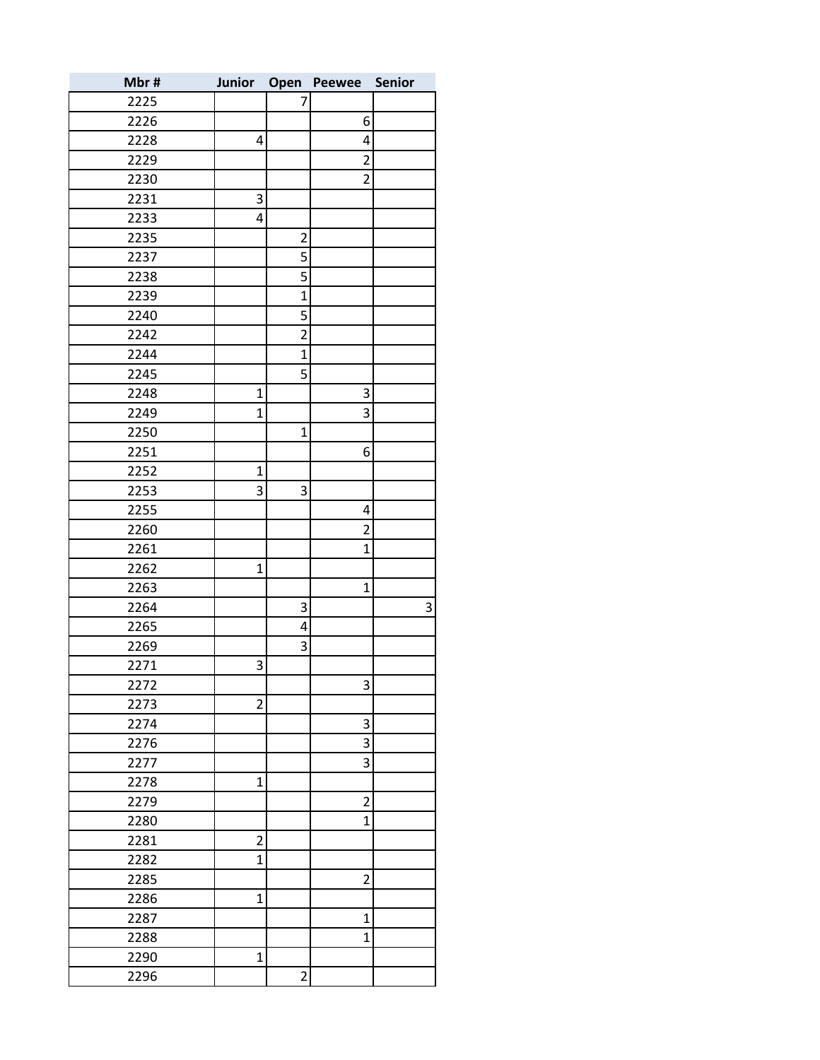| Mbr # | Junior | Open | Peewee | Senior |
|---|---|---|---|---|
| 2225 | | 7 | | |
| 2226 | | | 6 | |
| 2228 | 4 | | 4 | |
| 2229 | | | 2 | |
| 2230 | | | 2 | |
| 2231 | 3 | | | |
| 2233 | 4 | | | |
| 2235 | | 2 | | |
| 2237 | | 5 | | |
| 2238 | | 5 | | |
| 2239 | | 1 | | |
| 2240 | | 5 | | |
| 2242 | | 2 | | |
| 2244 | | 1 | | |
| 2245 | | 5 | | |
| 2248 | 1 | | 3 | |
| 2249 | 1 | | 3 | |
| 2250 | | 1 | | |
| 2251 | | | 6 | |
| 2252 | 1 | | | |
| 2253 | 3 | 3 | | |
| 2255 | | | 4 | |
| 2260 | | | 2 | |
| 2261 | | | 1 | |
| 2262 | 1 | | | |
| 2263 | | | 1 | |
| 2264 | | 3 | | 3 |
| 2265 | | 4 | | |
| 2269 | | 3 | | |
| 2271 | 3 | | | |
| 2272 | | | 3 | |
| 2273 | 2 | | | |
| 2274 | | | 3 | |
| 2276 | | | 3 | |
| 2277 | | | 3 | |
| 2278 | 1 | | | |
| 2279 | | | 2 | |
| 2280 | | | 1 | |
| 2281 | 2 | | | |
| 2282 | 1 | | | |
| 2285 | | | 2 | |
| 2286 | 1 | | | |
| 2287 | | | 1 | |
| 2288 | | | 1 | |
| 2290 | 1 | | | |
| 2296 | | 2 | | |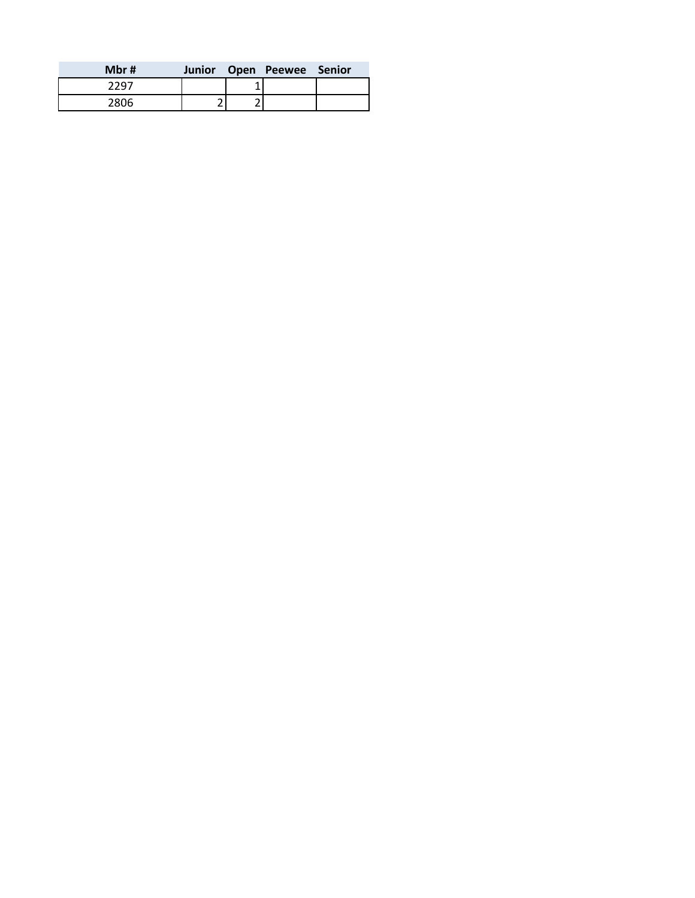| Mbr # | Junior | Open | Peewee | Senior |
|---|---|---|---|---|
| 2297 | | 1 | | |
| 2806 | 2 | 2 | | |